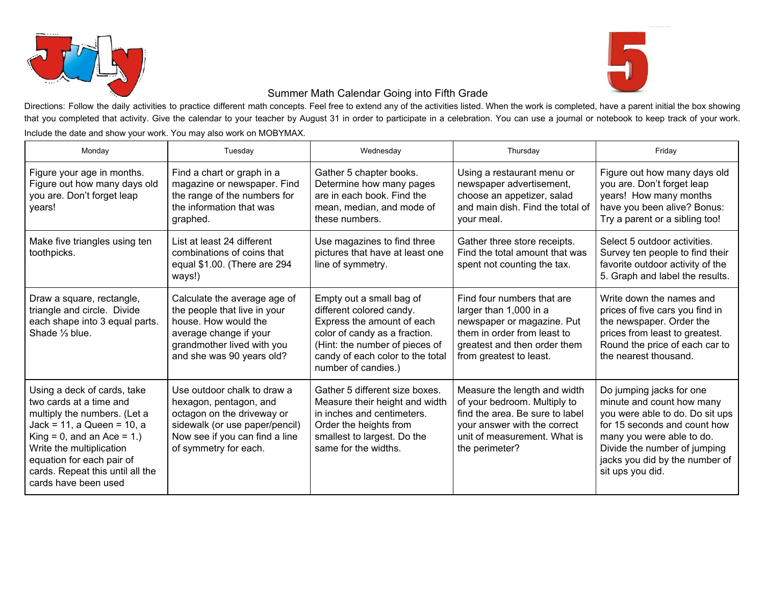# July

# Summer Math Calendar Going into Fifth Grade

Directions: Follow the daily activities to practice different math concepts. Feel free to extend any of the activities listed. When the work is completed, have a parent initial the box showing that you completed that activity. Give the calendar to your teacher by August 31 in order to participate in a celebration. You can use a journal or notebook to keep track of your work. Include the date and show your work. You may also work on MOBYMAX.

| Monday | Tuesday | Wednesday | Thursday | Friday |
|---|---|---|---|---|
| Figure your age in months. Figure out how many days old you are. Don't forget leap years! | Find a chart or graph in a magazine or newspaper. Find the range of the numbers for the information that was graphed. | Gather 5 chapter books. Determine how many pages are in each book. Find the mean, median, and mode of these numbers. | Using a restaurant menu or newspaper advertisement, choose an appetizer, salad and main dish. Find the total of your meal. | Figure out how many days old you are. Don't forget leap years! How many months have you been alive? Bonus: Try a parent or a sibling too! |
| Make five triangles using ten toothpicks. | List at least 24 different combinations of coins that equal $1.00. (There are 294 ways!) | Use magazines to find three pictures that have at least one line of symmetry. | Gather three store receipts. Find the total amount that was spent not counting the tax. | Select 5 outdoor activities. Survey ten people to find their favorite outdoor activity of the 5. Graph and label the results. |
| Draw a square, rectangle, triangle and circle. Divide each shape into 3 equal parts. Shade ⅓ blue. | Calculate the average age of the people that live in your house. How would the average change if your grandmother lived with you and she was 90 years old? | Empty out a small bag of different colored candy. Express the amount of each color of candy as a fraction. (Hint: the number of pieces of candy of each color to the total number of candies.) | Find four numbers that are larger than 1,000 in a newspaper or magazine. Put them in order from least to greatest and then order them from greatest to least. | Write down the names and prices of five cars you find in the newspaper. Order the prices from least to greatest. Round the price of each car to the nearest thousand. |
| Using a deck of cards, take two cards at a time and multiply the numbers. (Let a Jack = 11, a Queen = 10, a King = 0, and an Ace = 1.) Write the multiplication equation for each pair of cards. Repeat this until all the cards have been used | Use outdoor chalk to draw a hexagon, pentagon, and octagon on the driveway or sidewalk (or use paper/pencil) Now see if you can find a line of symmetry for each. | Gather 5 different size boxes. Measure their height and width in inches and centimeters. Order the heights from smallest to largest. Do the same for the widths. | Measure the length and width of your bedroom. Multiply to find the area. Be sure to label your answer with the correct unit of measurement. What is the perimeter? | Do jumping jacks for one minute and count how many you were able to do. Do sit ups for 15 seconds and count how many you were able to do. Divide the number of jumping jacks you did by the number of sit ups you did. |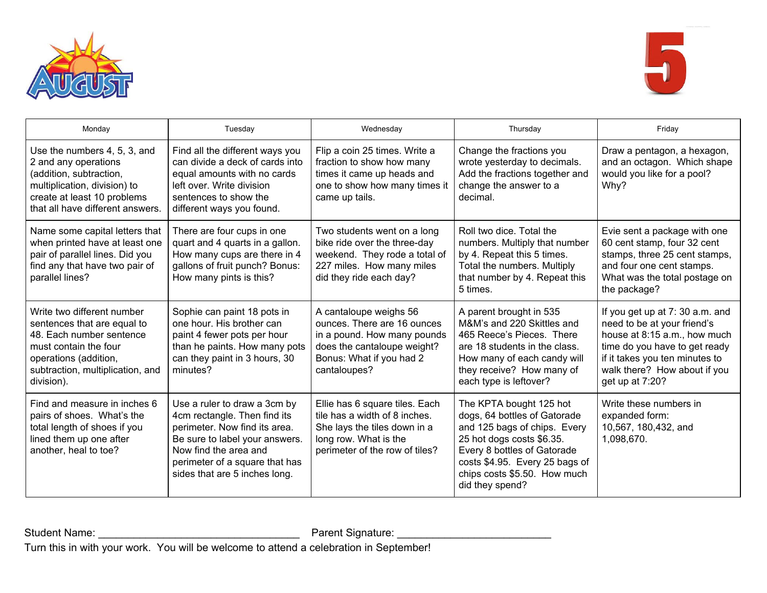# AUGUST

# 5

| Monday | Tuesday | Wednesday | Thursday | Friday |
|---|---|---|---|---|
| Use the numbers 4, 5, 3, and 2 and any operations (addition, subtraction, multiplication, division) to create at least 10 problems that all have different answers. | Find all the different ways you can divide a deck of cards into equal amounts with no cards left over. Write division sentences to show the different ways you found. | Flip a coin 25 times. Write a fraction to show how many times it came up heads and one to show how many times it came up tails. | Change the fractions you wrote yesterday to decimals. Add the fractions together and change the answer to a decimal. | Draw a pentagon, a hexagon, and an octagon. Which shape would you like for a pool? Why? |
| Name some capital letters that when printed have at least one pair of parallel lines. Did you find any that have two pair of parallel lines? | There are four cups in one quart and 4 quarts in a gallon. How many cups are there in 4 gallons of fruit punch? Bonus: How many pints is this? | Two students went on a long bike ride over the three-day weekend. They rode a total of 227 miles. How many miles did they ride each day? | Roll two dice. Total the numbers. Multiply that number by 4. Repeat this 5 times. Total the numbers. Multiply that number by 4. Repeat this 5 times. | Evie sent a package with one 60 cent stamp, four 32 cent stamps, three 25 cent stamps, and four one cent stamps. What was the total postage on the package? |
| Write two different number sentences that are equal to 48. Each number sentence must contain the four operations (addition, subtraction, multiplication, and division). | Sophie can paint 18 pots in one hour. His brother can paint 4 fewer pots per hour than he paints. How many pots can they paint in 3 hours, 30 minutes? | A cantaloupe weighs 56 ounces. There are 16 ounces in a pound. How many pounds does the cantaloupe weight? Bonus: What if you had 2 cantaloupes? | A parent brought in 535 M&M's and 220 Skittles and 465 Reece's Pieces. There are 18 students in the class. How many of each candy will they receive? How many of each type is leftover? | If you get up at 7: 30 a.m. and need to be at your friend's house at 8:15 a.m., how much time do you have to get ready if it takes you ten minutes to walk there? How about if you get up at 7:20? |
| Find and measure in inches 6 pairs of shoes. What's the total length of shoes if you lined them up one after another, heal to toe? | Use a ruler to draw a 3cm by 4cm rectangle. Then find its perimeter. Now find its area. Be sure to label your answers. Now find the area and perimeter of a square that has sides that are 5 inches long. | Ellie has 6 square tiles. Each tile has a width of 8 inches. She lays the tiles down in a long row. What is the perimeter of the row of tiles? | The KPTA bought 125 hot dogs, 64 bottles of Gatorade and 125 bags of chips. Every 25 hot dogs costs $6.35. Every 8 bottles of Gatorade costs $4.95. Every 25 bags of chips costs $5.50. How much did they spend? | Write these numbers in expanded form: 10,567, 180,432, and 1,098,670. |

Student Name: ___________________________________ Parent Signature: __________________________

Turn this in with your work. You will be welcome to attend a celebration in September!